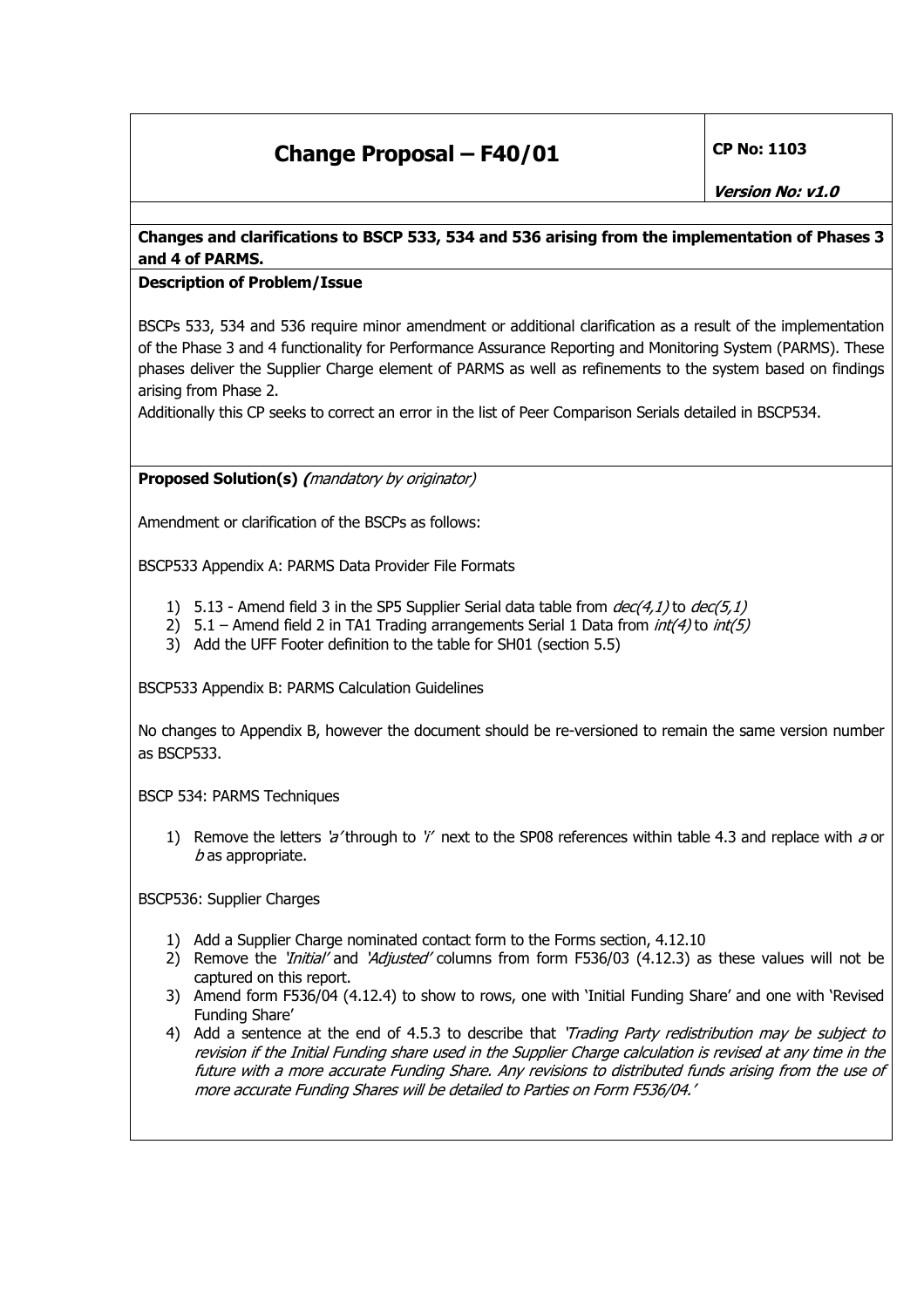# Change Proposal – F40/01

**CP No: 1103**

***Version No: v1.0***

**Changes and clarifications to BSCP 533, 534 and 536 arising from the implementation of Phases 3 and 4 of PARMS.**

**Description of Problem/Issue**

BSCPs 533, 534 and 536 require minor amendment or additional clarification as a result of the implementation of the Phase 3 and 4 functionality for Performance Assurance Reporting and Monitoring System (PARMS). These phases deliver the Supplier Charge element of PARMS as well as refinements to the system based on findings arising from Phase 2.

Additionally this CP seeks to correct an error in the list of Peer Comparison Serials detailed in BSCP534.

**Proposed Solution(s) *(mandatory by originator)***

Amendment or clarification of the BSCPs as follows:

BSCP533 Appendix A: PARMS Data Provider File Formats

1) 5.13 - Amend field 3 in the SP5 Supplier Serial data table from *dec(4,1)* to *dec(5,1)*
2) 5.1 – Amend field 2 in TA1 Trading arrangements Serial 1 Data from *int(4)* to *int(5)*
3) Add the UFF Footer definition to the table for SH01 (section 5.5)

BSCP533 Appendix B: PARMS Calculation Guidelines

No changes to Appendix B, however the document should be re-versioned to remain the same version number as BSCP533.

BSCP 534: PARMS Techniques

1) Remove the letters *'a'* through to *'i'* next to the SP08 references within table 4.3 and replace with *a* or *b* as appropriate.

BSCP536: Supplier Charges

1) Add a Supplier Charge nominated contact form to the Forms section, 4.12.10
2) Remove the *'Initial'* and *'Adjusted'* columns from form F536/03 (4.12.3) as these values will not be captured on this report.
3) Amend form F536/04 (4.12.4) to show to rows, one with 'Initial Funding Share' and one with 'Revised Funding Share'
4) Add a sentence at the end of 4.5.3 to describe that *'Trading Party redistribution may be subject to revision if the Initial Funding share used in the Supplier Charge calculation is revised at any time in the future with a more accurate Funding Share. Any revisions to distributed funds arising from the use of more accurate Funding Shares will be detailed to Parties on Form F536/04.'*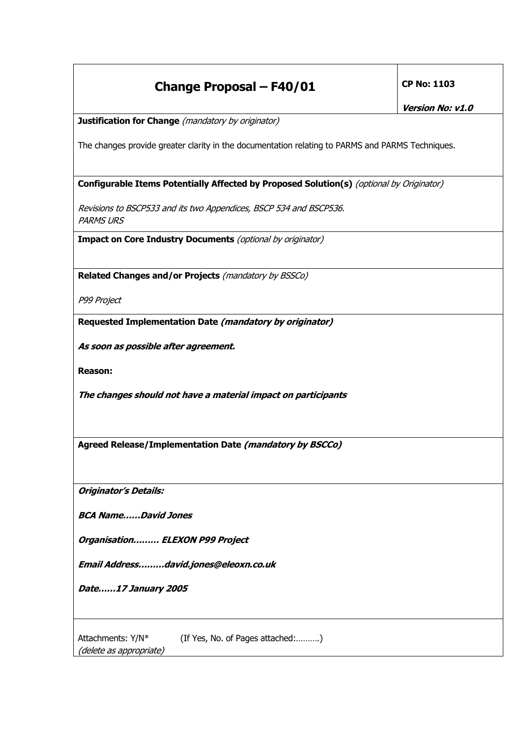# Change Proposal – F40/01

**CP No: 1103**

***Version No: v1.0***

**Justification for Change** *(mandatory by originator)*

The changes provide greater clarity in the documentation relating to PARMS and PARMS Techniques.

**Configurable Items Potentially Affected by Proposed Solution(s)** *(optional by Originator)*

*Revisions to BSCP533 and its two Appendices, BSCP 534 and BSCP536.*
*PARMS URS*

**Impact on Core Industry Documents** *(optional by originator)*

**Related Changes and/or Projects** *(mandatory by BSSCo)*

*P99 Project*

**Requested Implementation Date *(mandatory by originator)***

***As soon as possible after agreement.***

**Reason:**

***The changes should not have a material impact on participants***

**Agreed Release/Implementation Date *(mandatory by BSCCo)***

***Originator's Details:***

***BCA Name……David Jones***

***Organisation……… ELEXON P99 Project***

***Email Address………david.jones@eleoxn.co.uk***

***Date……17 January 2005***

Attachments: Y/N* (If Yes, No. of Pages attached:……….)
*(delete as appropriate)*